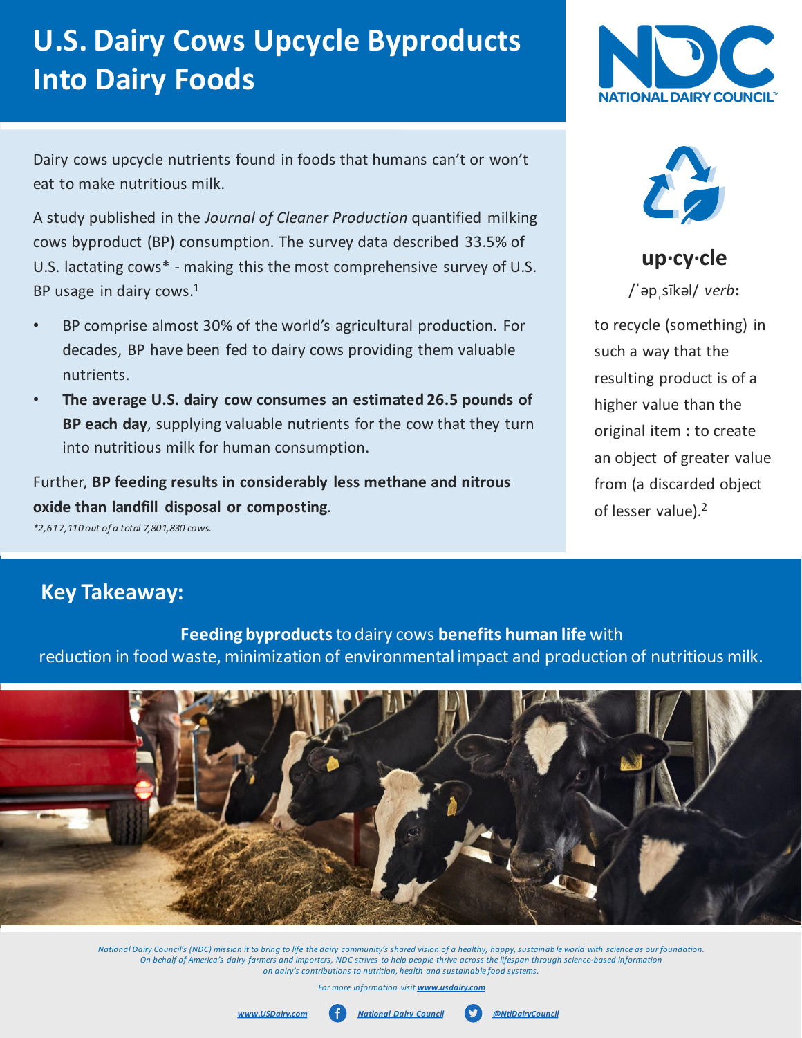# U.S. Dairy Cows Upcycle Byproducts Into Dairy Foods

NATIONAL DAIRY COUNCIL

Dairy cows upcycle nutrients found in foods that humans can't or won't eat to make nutritious milk.

A study published in the *Journal of Cleaner Production* quantified milking cows byproduct (BP) consumption. The survey data described 33.5% of U.S. lactating cows* - making this the most comprehensive survey of U.S. BP usage in dairy cows.[1]

- BP comprise almost 30% of the world's agricultural production. For decades, BP have been fed to dairy cows providing them valuable nutrients.
- **The average U.S. dairy cow consumes an estimated 26.5 pounds of BP each day**, supplying valuable nutrients for the cow that they turn into nutritious milk for human consumption.

Further, **BP feeding results in considerably less methane and nitrous oxide than landfill disposal or composting**.

*\*2,617,110 out of a total 7,801,830 cows.*

**up·cy·cle**

/ˈəpˌsīkəl/ *verb***:**

to recycle (something) in such a way that the resulting product is of a higher value than the original item **:** to create an object of greater value from (a discarded object of lesser value).[2]

## Key Takeaway:

**Feeding byproducts** to dairy cows **benefits human life** with reduction in food waste, minimization of environmental impact and production of nutritious milk.

*National Dairy Council's (NDC) mission it to bring to life the dairy community's shared vision of a healthy, happy, sustainable world with science as our foundation. On behalf of America's dairy farmers and importers, NDC strives to help people thrive across the lifespan through science-based information on dairy's contributions to nutrition, health and sustainable food systems.*

*For more information visit* ***www.usdairy.com***

*www.USDairy.com* | *National Dairy Council* | *@NtlDairyCouncil*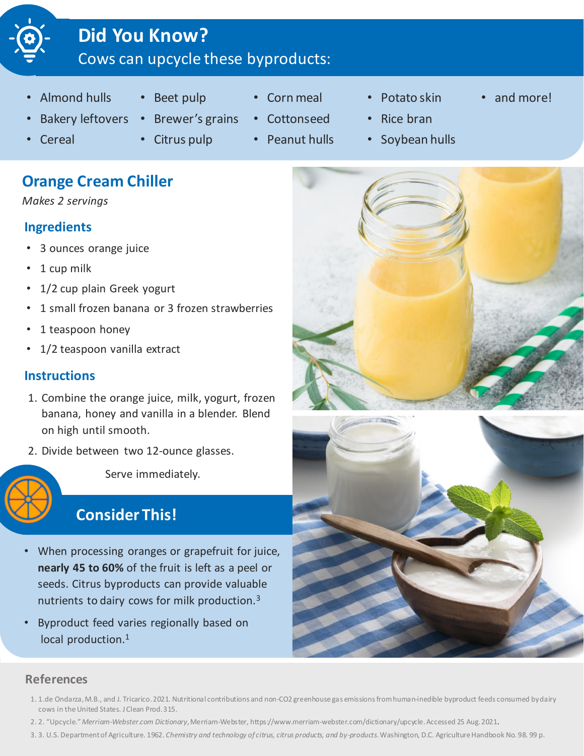## Did You Know?

Cows can upcycle these byproducts:

- Almond hulls
- Bakery leftovers
- Cereal
- Beet pulp
- Brewer's grains
- Citrus pulp
- Corn meal
- Cottonseed
- Peanut hulls
- Potato skin
- Rice bran
- Soybean hulls
- and more!

## Orange Cream Chiller

*Makes 2 servings*

### Ingredients

- 3 ounces orange juice
- 1 cup milk
- 1/2 cup plain Greek yogurt
- 1 small frozen banana or 3 frozen strawberries
- 1 teaspoon honey
- 1/2 teaspoon vanilla extract

### Instructions

1. Combine the orange juice, milk, yogurt, frozen banana, honey and vanilla in a blender. Blend on high until smooth.
2. Divide between two 12-ounce glasses.

Serve immediately.

## Consider This!

- When processing oranges or grapefruit for juice, **nearly 45 to 60%** of the fruit is left as a peel or seeds. Citrus byproducts can provide valuable nutrients to dairy cows for milk production.[3]
- Byproduct feed varies regionally based on local production.[1]

### References

1. 1.de Ondarza, M.B., and J. Tricarico. 2021. Nutritional contributions and non-CO2 greenhouse gas emissions from human-inedible byproduct feeds consumed by dairy cows in the United States. J Clean Prod. 315.
2. 2. "Upcycle." *Merriam-Webster.com Dictionary*, Merriam-Webster, https://www.merriam-webster.com/dictionary/upcycle. Accessed 25 Aug. 2021.
3. 3. U.S. Department of Agriculture. 1962. *Chemistry and technology of citrus, citrus products, and by-products.* Washington, D.C. Agriculture Handbook No. 98. 99 p.